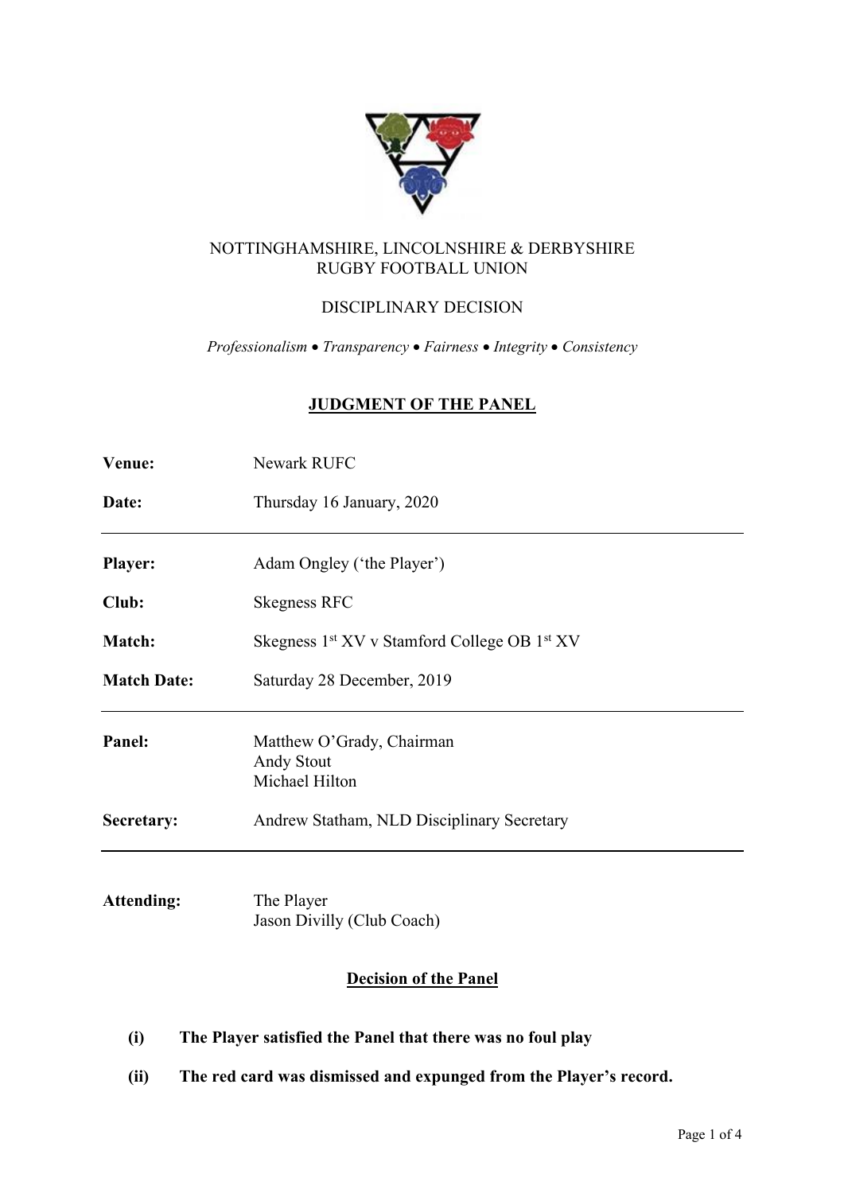NOTTINGHAMSHIRE, LINCOLNSHIRE & DERBYSHIRE
RUGBY FOOTBALL UNION

DISCIPLINARY DECISION

*Professionalism • Transparency • Fairness • Integrity • Consistency*

## JUDGMENT OF THE PANEL

| | |
|---|---|
| **Venue:** | Newark RUFC |
| **Date:** | Thursday 16 January, 2020 |
| **Player:** | Adam Ongley ('the Player') |
| **Club:** | Skegness RFC |
| **Match:** | Skegness 1st XV v Stamford College OB 1st XV |
| **Match Date:** | Saturday 28 December, 2019 |
| **Panel:** | Matthew O'Grady, Chairman<br>Andy Stout<br>Michael Hilton |
| **Secretary:** | Andrew Statham, NLD Disciplinary Secretary |
| **Attending:** | The Player<br>Jason Divilly (Club Coach) |

### Decision of the Panel

**(i) The Player satisfied the Panel that there was no foul play**

**(ii) The red card was dismissed and expunged from the Player's record.**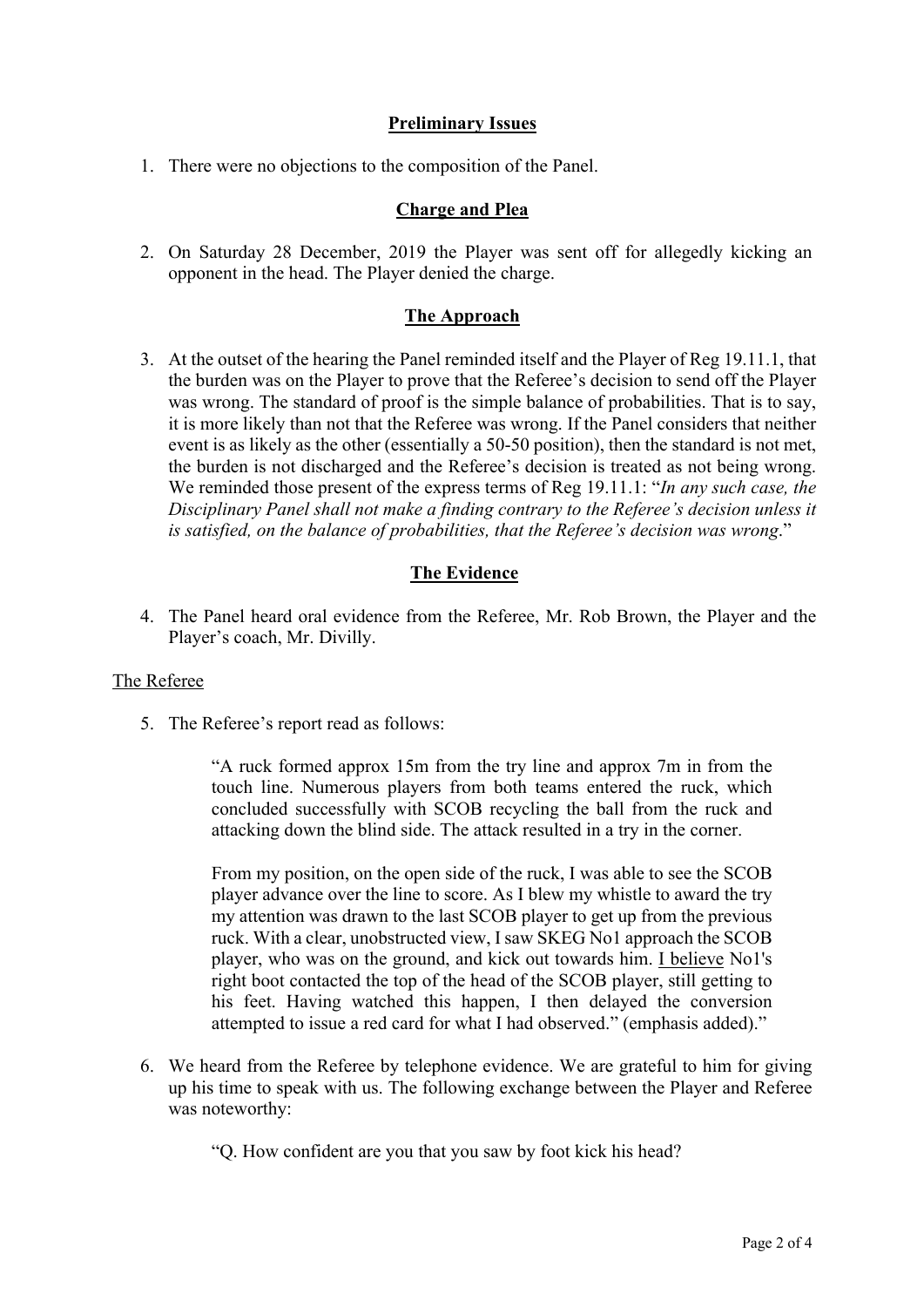## Preliminary Issues

1. There were no objections to the composition of the Panel.

## Charge and Plea

2. On Saturday 28 December, 2019 the Player was sent off for allegedly kicking an opponent in the head. The Player denied the charge.

## The Approach

3. At the outset of the hearing the Panel reminded itself and the Player of Reg 19.11.1, that the burden was on the Player to prove that the Referee's decision to send off the Player was wrong. The standard of proof is the simple balance of probabilities. That is to say, it is more likely than not that the Referee was wrong. If the Panel considers that neither event is as likely as the other (essentially a 50-50 position), then the standard is not met, the burden is not discharged and the Referee's decision is treated as not being wrong. We reminded those present of the express terms of Reg 19.11.1: "*In any such case, the Disciplinary Panel shall not make a finding contrary to the Referee's decision unless it is satisfied, on the balance of probabilities, that the Referee's decision was wrong*."

## The Evidence

4. The Panel heard oral evidence from the Referee, Mr. Rob Brown, the Player and the Player's coach, Mr. Divilly.

### The Referee

5. The Referee's report read as follows:

   > "A ruck formed approx 15m from the try line and approx 7m in from the touch line. Numerous players from both teams entered the ruck, which concluded successfully with SCOB recycling the ball from the ruck and attacking down the blind side. The attack resulted in a try in the corner.
   >
   > From my position, on the open side of the ruck, I was able to see the SCOB player advance over the line to score. As I blew my whistle to award the try my attention was drawn to the last SCOB player to get up from the previous ruck. With a clear, unobstructed view, I saw SKEG No1 approach the SCOB player, who was on the ground, and kick out towards him. <u>I believe</u> No1's right boot contacted the top of the head of the SCOB player, still getting to his feet. Having watched this happen, I then delayed the conversion attempted to issue a red card for what I had observed." (emphasis added)."

6. We heard from the Referee by telephone evidence. We are grateful to him for giving up his time to speak with us. The following exchange between the Player and Referee was noteworthy:

   "Q. How confident are you that you saw by foot kick his head?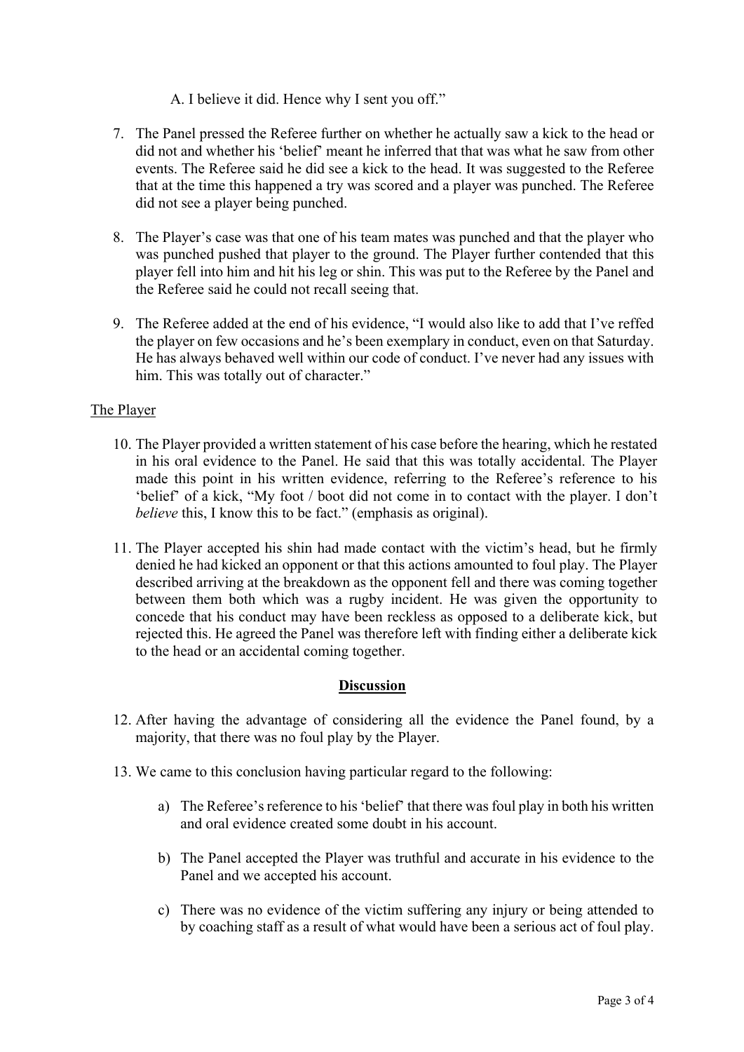A. I believe it did. Hence why I sent you off."

7. The Panel pressed the Referee further on whether he actually saw a kick to the head or did not and whether his 'belief' meant he inferred that that was what he saw from other events. The Referee said he did see a kick to the head. It was suggested to the Referee that at the time this happened a try was scored and a player was punched. The Referee did not see a player being punched.

8. The Player's case was that one of his team mates was punched and that the player who was punched pushed that player to the ground. The Player further contended that this player fell into him and hit his leg or shin. This was put to the Referee by the Panel and the Referee said he could not recall seeing that.

9. The Referee added at the end of his evidence, "I would also like to add that I've reffed the player on few occasions and he's been exemplary in conduct, even on that Saturday. He has always behaved well within our code of conduct. I've never had any issues with him. This was totally out of character."

The Player

10. The Player provided a written statement of his case before the hearing, which he restated in his oral evidence to the Panel. He said that this was totally accidental. The Player made this point in his written evidence, referring to the Referee's reference to his 'belief' of a kick, "My foot / boot did not come in to contact with the player. I don't *believe* this, I know this to be fact." (emphasis as original).

11. The Player accepted his shin had made contact with the victim's head, but he firmly denied he had kicked an opponent or that this actions amounted to foul play. The Player described arriving at the breakdown as the opponent fell and there was coming together between them both which was a rugby incident. He was given the opportunity to concede that his conduct may have been reckless as opposed to a deliberate kick, but rejected this. He agreed the Panel was therefore left with finding either a deliberate kick to the head or an accidental coming together.

## Discussion

12. After having the advantage of considering all the evidence the Panel found, by a majority, that there was no foul play by the Player.

13. We came to this conclusion having particular regard to the following:

    a) The Referee's reference to his 'belief' that there was foul play in both his written and oral evidence created some doubt in his account.

    b) The Panel accepted the Player was truthful and accurate in his evidence to the Panel and we accepted his account.

    c) There was no evidence of the victim suffering any injury or being attended to by coaching staff as a result of what would have been a serious act of foul play.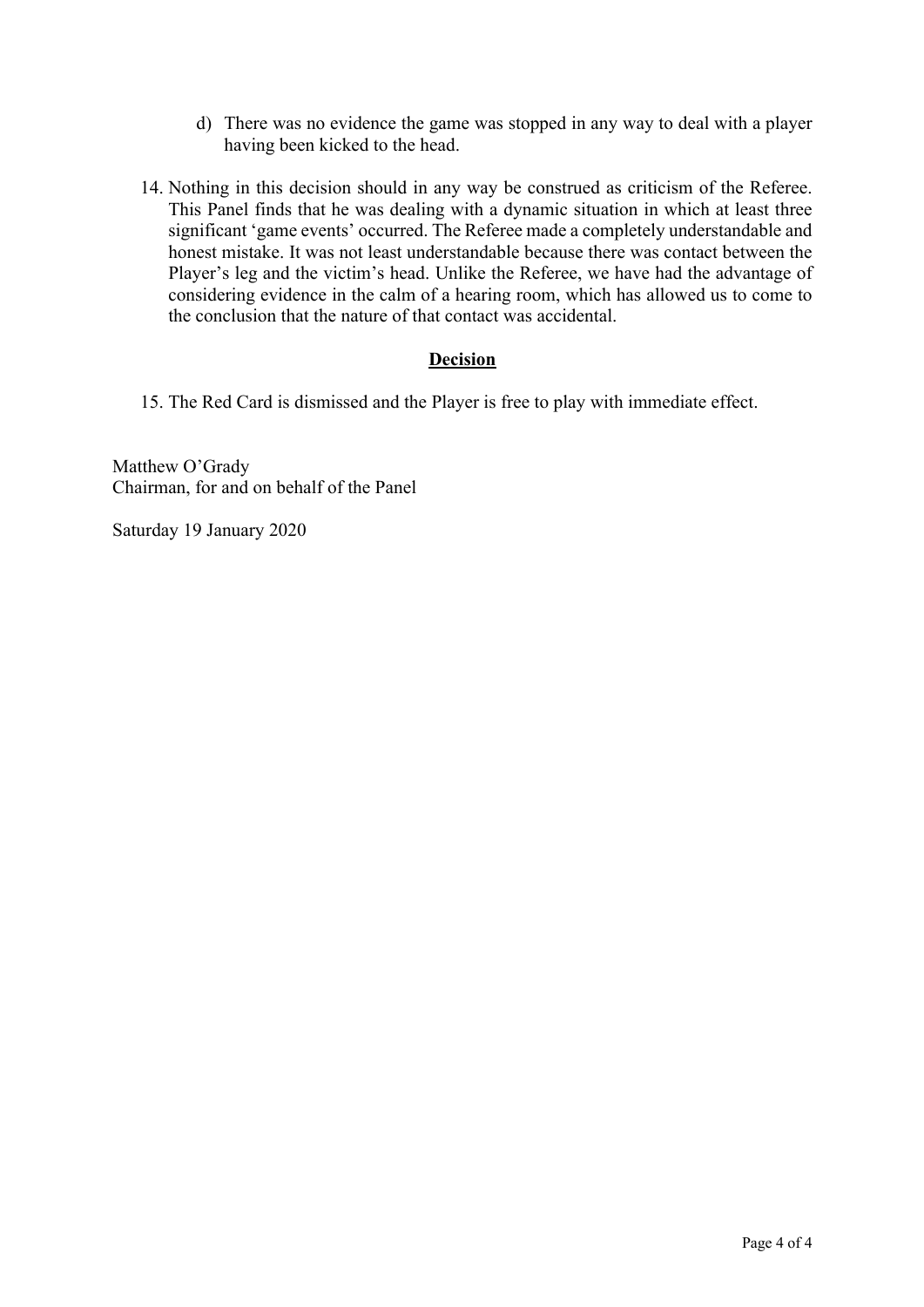d) There was no evidence the game was stopped in any way to deal with a player having been kicked to the head.

14. Nothing in this decision should in any way be construed as criticism of the Referee. This Panel finds that he was dealing with a dynamic situation in which at least three significant 'game events' occurred. The Referee made a completely understandable and honest mistake. It was not least understandable because there was contact between the Player's leg and the victim's head. Unlike the Referee, we have had the advantage of considering evidence in the calm of a hearing room, which has allowed us to come to the conclusion that the nature of that contact was accidental.

## **Decision**

15. The Red Card is dismissed and the Player is free to play with immediate effect.

Matthew O'Grady
Chairman, for and on behalf of the Panel

Saturday 19 January 2020